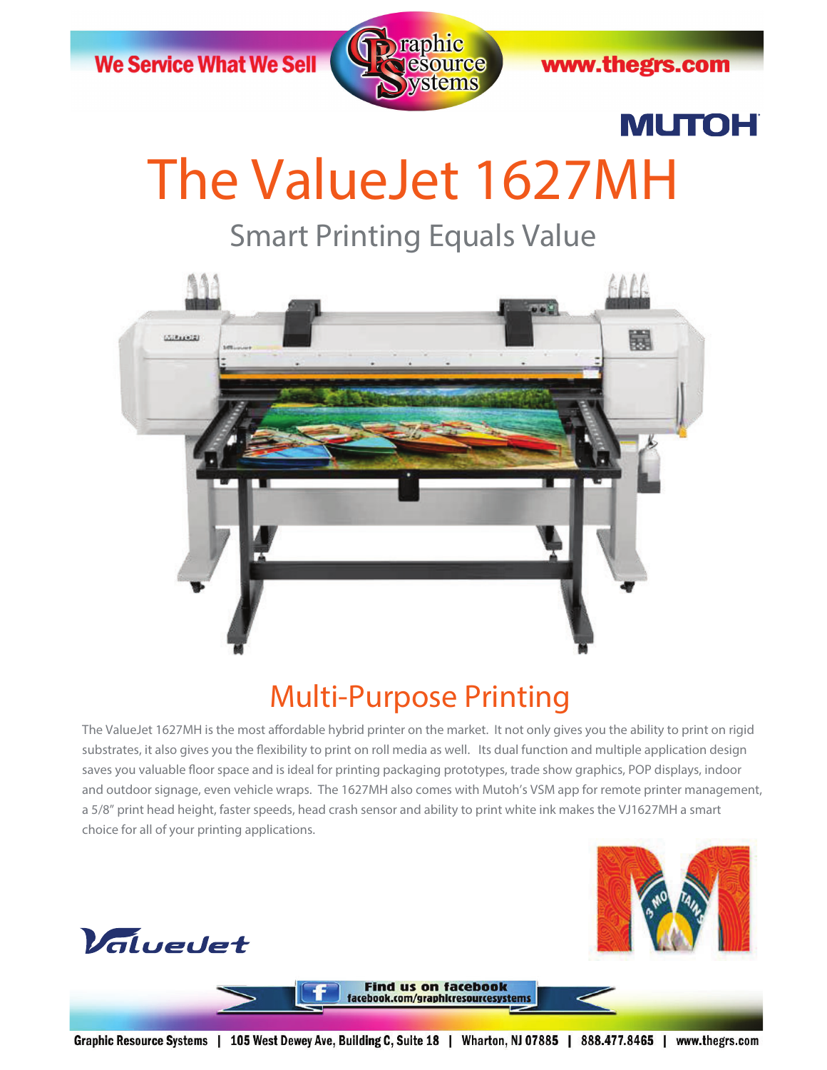We Service What We Sell

www.thegrs.com

MUTOH

# The ValueJet 1627MH

## Smart Printing Equals Value

## Multi-Purpose Printing

The ValueJet 1627MH is the most affordable hybrid printer on the market. It not only gives you the ability to print on rigid substrates, it also gives you the flexibility to print on roll media as well. Its dual function and multiple application design saves you valuable floor space and is ideal for printing packaging prototypes, trade show graphics, POP displays, indoor and outdoor signage, even vehicle wraps. The 1627MH also comes with Mutoh's VSM app for remote printer management, a 5/8" print head height, faster speeds, head crash sensor and ability to print white ink makes the VJ1627MH a smart choice for all of your printing applications.

ValueJet

Find us on facebook
facebook.com/graphicresourcesystems

Graphic Resource Systems | 105 West Dewey Ave, Building C, Suite 18 | Wharton, NJ 07885 | 888.477.8465 | www.thegrs.com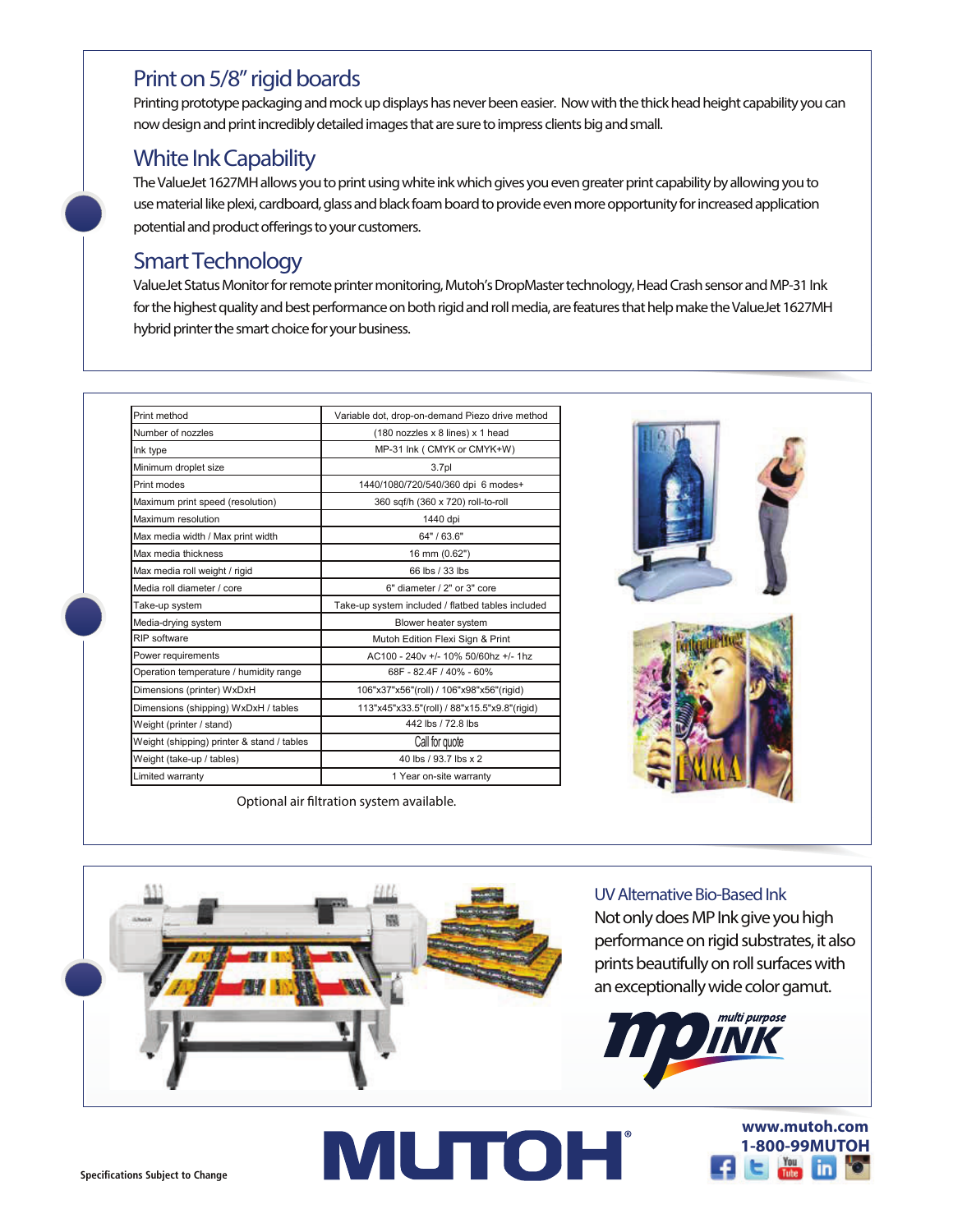## Print on 5/8" rigid boards

Printing prototype packaging and mock up displays has never been easier. Now with the thick head height capability you can now design and print incredibly detailed images that are sure to impress clients big and small.

## White Ink Capability

The ValueJet 1627MH allows you to print using white ink which gives you even greater print capability by allowing you to use material like plexi, cardboard, glass and black foam board to provide even more opportunity for increased application potential and product offerings to your customers.

## Smart Technology

ValueJet Status Monitor for remote printer monitoring, Mutoh's DropMaster technology, Head Crash sensor and MP-31 Ink for the highest quality and best performance on both rigid and roll media, are features that help make the ValueJet 1627MH hybrid printer the smart choice for your business.

| | |
|---|---|
| Print method | Variable dot, drop-on-demand Piezo drive method |
| Number of nozzles | (180 nozzles x 8 lines) x 1 head |
| Ink type | MP-31 Ink ( CMYK or CMYK+W) |
| Minimum droplet size | 3.7pl |
| Print modes | 1440/1080/720/540/360 dpi 6 modes+ |
| Maximum print speed (resolution) | 360 sqf/h (360 x 720) roll-to-roll |
| Maximum resolution | 1440 dpi |
| Max media width / Max print width | 64" / 63.6" |
| Max media thickness | 16 mm (0.62") |
| Max media roll weight / rigid | 66 lbs / 33 lbs |
| Media roll diameter / core | 6" diameter / 2" or 3" core |
| Take-up system | Take-up system included / flatbed tables included |
| Media-drying system | Blower heater system |
| RIP software | Mutoh Edition Flexi Sign & Print |
| Power requirements | AC100 - 240v +/- 10% 50/60hz +/- 1hz |
| Operation temperature / humidity range | 68F - 82.4F / 40% - 60% |
| Dimensions (printer) WxDxH | 106"x37"x56"(roll) / 106"x98"x56"(rigid) |
| Dimensions (shipping) WxDxH / tables | 113"x45"x33.5"(roll) / 88"x15.5"x9.8"(rigid) |
| Weight (printer / stand) | 442 lbs / 72.8 lbs |
| Weight (shipping) printer & stand / tables | Call for quote |
| Weight (take-up / tables) | 40 lbs / 93.7 lbs x 2 |
| Limited warranty | 1 Year on-site warranty |

Optional air filtration system available.

## UV Alternative Bio-Based Ink

Not only does MP Ink give you high performance on rigid substrates, it also prints beautifully on roll surfaces with an exceptionally wide color gamut.

mp multi purpose INK

Specifications Subject to Change

MUTOH®

www.mutoh.com
1-800-99MUTOH